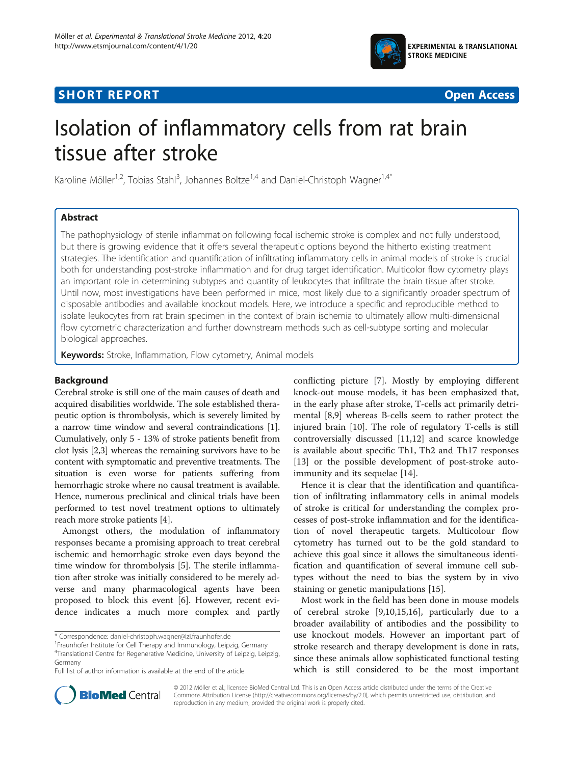SHORT REPORT

Open Access

# Isolation of inflammatory cells from rat brain tissue after stroke

Karoline Möller[1,2], Tobias Stahl[3], Johannes Boltze[1,4] and Daniel-Christoph Wagner[1,4*]

## Abstract

The pathophysiology of sterile inflammation following focal ischemic stroke is complex and not fully understood, but there is growing evidence that it offers several therapeutic options beyond the hitherto existing treatment strategies. The identification and quantification of infiltrating inflammatory cells in animal models of stroke is crucial both for understanding post-stroke inflammation and for drug target identification. Multicolor flow cytometry plays an important role in determining subtypes and quantity of leukocytes that infiltrate the brain tissue after stroke. Until now, most investigations have been performed in mice, most likely due to a significantly broader spectrum of disposable antibodies and available knockout models. Here, we introduce a specific and reproducible method to isolate leukocytes from rat brain specimen in the context of brain ischemia to ultimately allow multi-dimensional flow cytometric characterization and further downstream methods such as cell-subtype sorting and molecular biological approaches.

**Keywords:** Stroke, Inflammation, Flow cytometry, Animal models

## Background

Cerebral stroke is still one of the main causes of death and acquired disabilities worldwide. The sole established therapeutic option is thrombolysis, which is severely limited by a narrow time window and several contraindications [1]. Cumulatively, only 5 - 13% of stroke patients benefit from clot lysis [2,3] whereas the remaining survivors have to be content with symptomatic and preventive treatments. The situation is even worse for patients suffering from hemorrhagic stroke where no causal treatment is available. Hence, numerous preclinical and clinical trials have been performed to test novel treatment options to ultimately reach more stroke patients [4].

Amongst others, the modulation of inflammatory responses became a promising approach to treat cerebral ischemic and hemorrhagic stroke even days beyond the time window for thrombolysis [5]. The sterile inflammation after stroke was initially considered to be merely adverse and many pharmacological agents have been proposed to block this event [6]. However, recent evidence indicates a much more complex and partly conflicting picture [7]. Mostly by employing different knock-out mouse models, it has been emphasized that, in the early phase after stroke, T-cells act primarily detrimental [8,9] whereas B-cells seem to rather protect the injured brain [10]. The role of regulatory T-cells is still controversially discussed [11,12] and scarce knowledge is available about specific Th1, Th2 and Th17 responses [13] or the possible development of post-stroke autoimmunity and its sequelae [14].

Hence it is clear that the identification and quantification of infiltrating inflammatory cells in animal models of stroke is critical for understanding the complex processes of post-stroke inflammation and for the identification of novel therapeutic targets. Multicolour flow cytometry has turned out to be the gold standard to achieve this goal since it allows the simultaneous identification and quantification of several immune cell subtypes without the need to bias the system by in vivo staining or genetic manipulations [15].

Most work in the field has been done in mouse models of cerebral stroke [9,10,15,16], particularly due to a broader availability of antibodies and the possibility to use knockout models. However an important part of stroke research and therapy development is done in rats, since these animals allow sophisticated functional testing which is still considered to be the most important

\* Correspondence: daniel-christoph.wagner@izi.fraunhofer.de
[1]Fraunhofer Institute for Cell Therapy and Immunology, Leipzig, Germany
[4]Translational Centre for Regenerative Medicine, University of Leipzig, Leipzig, Germany
Full list of author information is available at the end of the article

© 2012 Möller et al.; licensee BioMed Central Ltd. This is an Open Access article distributed under the terms of the Creative Commons Attribution License (http://creativecommons.org/licenses/by/2.0), which permits unrestricted use, distribution, and reproduction in any medium, provided the original work is properly cited.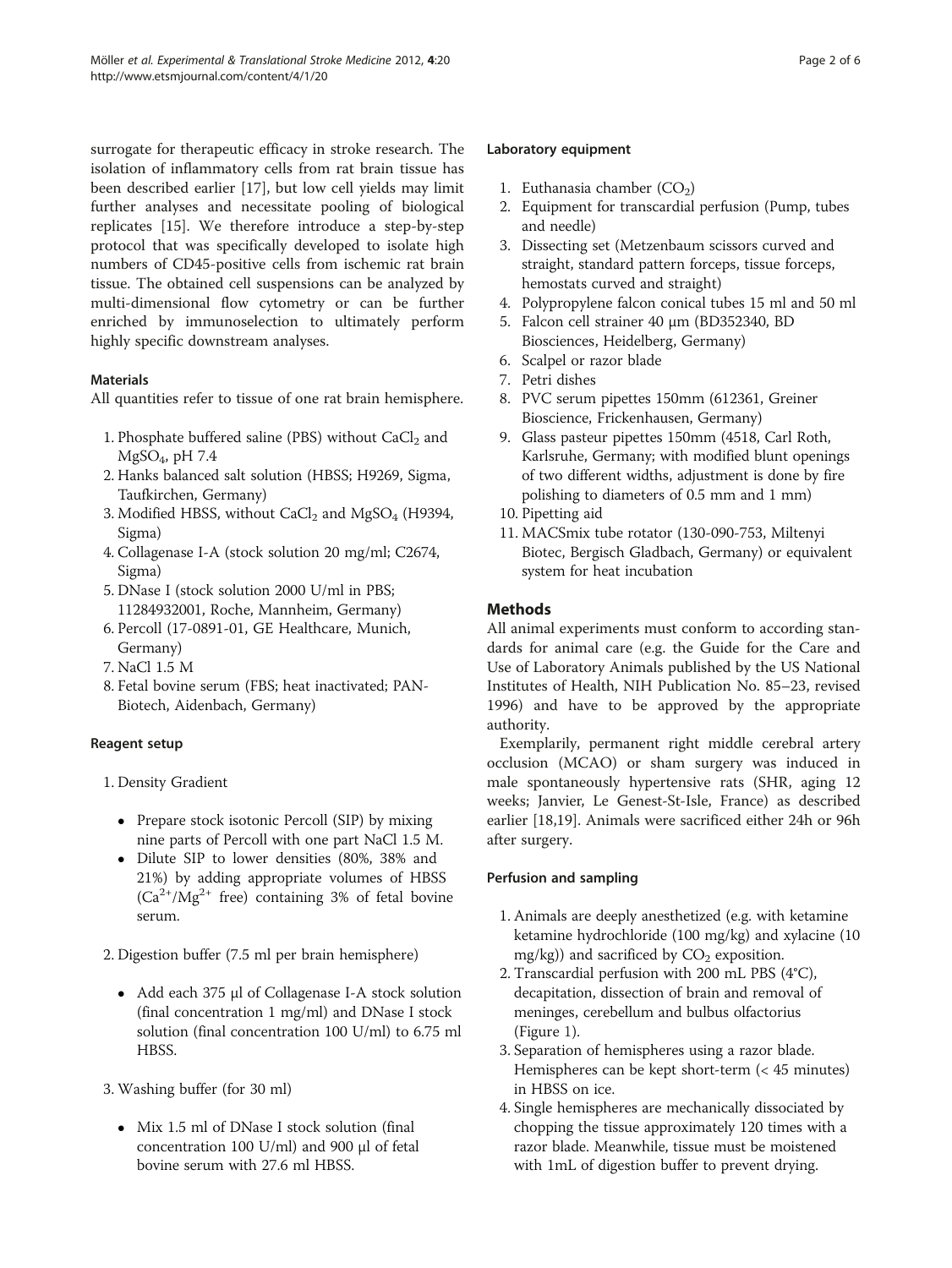surrogate for therapeutic efficacy in stroke research. The isolation of inflammatory cells from rat brain tissue has been described earlier [17], but low cell yields may limit further analyses and necessitate pooling of biological replicates [15]. We therefore introduce a step-by-step protocol that was specifically developed to isolate high numbers of CD45-positive cells from ischemic rat brain tissue. The obtained cell suspensions can be analyzed by multi-dimensional flow cytometry or can be further enriched by immunoselection to ultimately perform highly specific downstream analyses.

### Materials

All quantities refer to tissue of one rat brain hemisphere.

1. Phosphate buffered saline (PBS) without $CaCl_2$ and $MgSO_4$, pH 7.4
2. Hanks balanced salt solution (HBSS; H9269, Sigma, Taufkirchen, Germany)
3. Modified HBSS, without $CaCl_2$ and $MgSO_4$ (H9394, Sigma)
4. Collagenase I-A (stock solution 20 mg/ml; C2674, Sigma)
5. DNase I (stock solution 2000 U/ml in PBS; 11284932001, Roche, Mannheim, Germany)
6. Percoll (17-0891-01, GE Healthcare, Munich, Germany)
7. NaCl 1.5 M
8. Fetal bovine serum (FBS; heat inactivated; PAN-Biotech, Aidenbach, Germany)

### Reagent setup

1. Density Gradient
   - Prepare stock isotonic Percoll (SIP) by mixing nine parts of Percoll with one part NaCl 1.5 M.
   - Dilute SIP to lower densities (80%, 38% and 21%) by adding appropriate volumes of HBSS ($Ca^{2+}/Mg^{2+}$ free) containing 3% of fetal bovine serum.
2. Digestion buffer (7.5 ml per brain hemisphere)
   - Add each 375 µl of Collagenase I-A stock solution (final concentration 1 mg/ml) and DNase I stock solution (final concentration 100 U/ml) to 6.75 ml HBSS.
3. Washing buffer (for 30 ml)
   - Mix 1.5 ml of DNase I stock solution (final concentration 100 U/ml) and 900 µl of fetal bovine serum with 27.6 ml HBSS.

### Laboratory equipment

1. Euthanasia chamber ($CO_2$)
2. Equipment for transcardial perfusion (Pump, tubes and needle)
3. Dissecting set (Metzenbaum scissors curved and straight, standard pattern forceps, tissue forceps, hemostats curved and straight)
4. Polypropylene falcon conical tubes 15 ml and 50 ml
5. Falcon cell strainer 40 µm (BD352340, BD Biosciences, Heidelberg, Germany)
6. Scalpel or razor blade
7. Petri dishes
8. PVC serum pipettes 150mm (612361, Greiner Bioscience, Frickenhausen, Germany)
9. Glass pasteur pipettes 150mm (4518, Carl Roth, Karlsruhe, Germany; with modified blunt openings of two different widths, adjustment is done by fire polishing to diameters of 0.5 mm and 1 mm)
10. Pipetting aid
11. MACSmix tube rotator (130-090-753, Miltenyi Biotec, Bergisch Gladbach, Germany) or equivalent system for heat incubation

## Methods

All animal experiments must conform to according standards for animal care (e.g. the Guide for the Care and Use of Laboratory Animals published by the US National Institutes of Health, NIH Publication No. 85–23, revised 1996) and have to be approved by the appropriate authority.

Exemplarily, permanent right middle cerebral artery occlusion (MCAO) or sham surgery was induced in male spontaneously hypertensive rats (SHR, aging 12 weeks; Janvier, Le Genest-St-Isle, France) as described earlier [18,19]. Animals were sacrificed either 24h or 96h after surgery.

### Perfusion and sampling

1. Animals are deeply anesthetized (e.g. with ketamine ketamine hydrochloride (100 mg/kg) and xylacine (10 mg/kg)) and sacrificed by $CO_2$ exposition.
2. Transcardial perfusion with 200 mL PBS (4°C), decapitation, dissection of brain and removal of meninges, cerebellum and bulbus olfactorius (Figure 1).
3. Separation of hemispheres using a razor blade. Hemispheres can be kept short-term (< 45 minutes) in HBSS on ice.
4. Single hemispheres are mechanically dissociated by chopping the tissue approximately 120 times with a razor blade. Meanwhile, tissue must be moistened with 1mL of digestion buffer to prevent drying.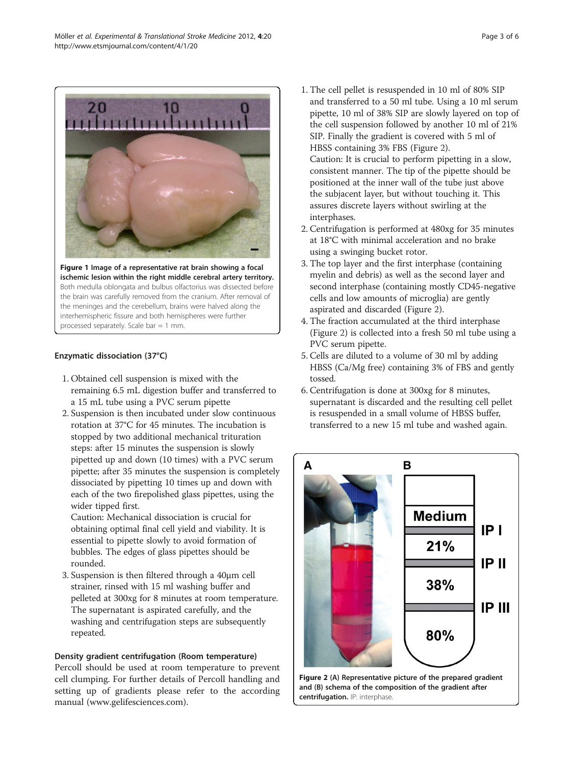Figure 1 Image of a representative rat brain showing a focal ischemic lesion within the right middle cerebral artery territory. Both medulla oblongata and bulbus olfactorius was dissected before the brain was carefully removed from the cranium. After removal of the meninges and the cerebellum, brains were halved along the interhemispheric fissure and both hemispheres were further processed separately. Scale bar = 1 mm.

### Enzymatic dissociation (37°C)

1. Obtained cell suspension is mixed with the remaining 6.5 mL digestion buffer and transferred to a 15 mL tube using a PVC serum pipette
2. Suspension is then incubated under slow continuous rotation at 37°C for 45 minutes. The incubation is stopped by two additional mechanical trituration steps: after 15 minutes the suspension is slowly pipetted up and down (10 times) with a PVC serum pipette; after 35 minutes the suspension is completely dissociated by pipetting 10 times up and down with each of the two firepolished glass pipettes, using the wider tipped first.
   Caution: Mechanical dissociation is crucial for obtaining optimal final cell yield and viability. It is essential to pipette slowly to avoid formation of bubbles. The edges of glass pipettes should be rounded.
3. Suspension is then filtered through a 40μm cell strainer, rinsed with 15 ml washing buffer and pelleted at 300xg for 8 minutes at room temperature. The supernatant is aspirated carefully, and the washing and centrifugation steps are subsequently repeated.

### Density gradient centrifugation (Room temperature)

Percoll should be used at room temperature to prevent cell clumping. For further details of Percoll handling and setting up of gradients please refer to the according manual (www.gelifesciences.com).

1. The cell pellet is resuspended in 10 ml of 80% SIP and transferred to a 50 ml tube. Using a 10 ml serum pipette, 10 ml of 38% SIP are slowly layered on top of the cell suspension followed by another 10 ml of 21% SIP. Finally the gradient is covered with 5 ml of HBSS containing 3% FBS (Figure 2).
   Caution: It is crucial to perform pipetting in a slow, consistent manner. The tip of the pipette should be positioned at the inner wall of the tube just above the subjacent layer, but without touching it. This assures discrete layers without swirling at the interphases.
2. Centrifugation is performed at 480xg for 35 minutes at 18°C with minimal acceleration and no brake using a swinging bucket rotor.
3. The top layer and the first interphase (containing myelin and debris) as well as the second layer and second interphase (containing mostly CD45-negative cells and low amounts of microglia) are gently aspirated and discarded (Figure 2).
4. The fraction accumulated at the third interphase (Figure 2) is collected into a fresh 50 ml tube using a PVC serum pipette.
5. Cells are diluted to a volume of 30 ml by adding HBSS (Ca/Mg free) containing 3% of FBS and gently tossed.
6. Centrifugation is done at 300xg for 8 minutes, supernatant is discarded and the resulting cell pellet is resuspended in a small volume of HBSS buffer, transferred to a new 15 ml tube and washed again.

Figure 2 (A) Representative picture of the prepared gradient and (B) schema of the composition of the gradient after centrifugation. IP: interphase.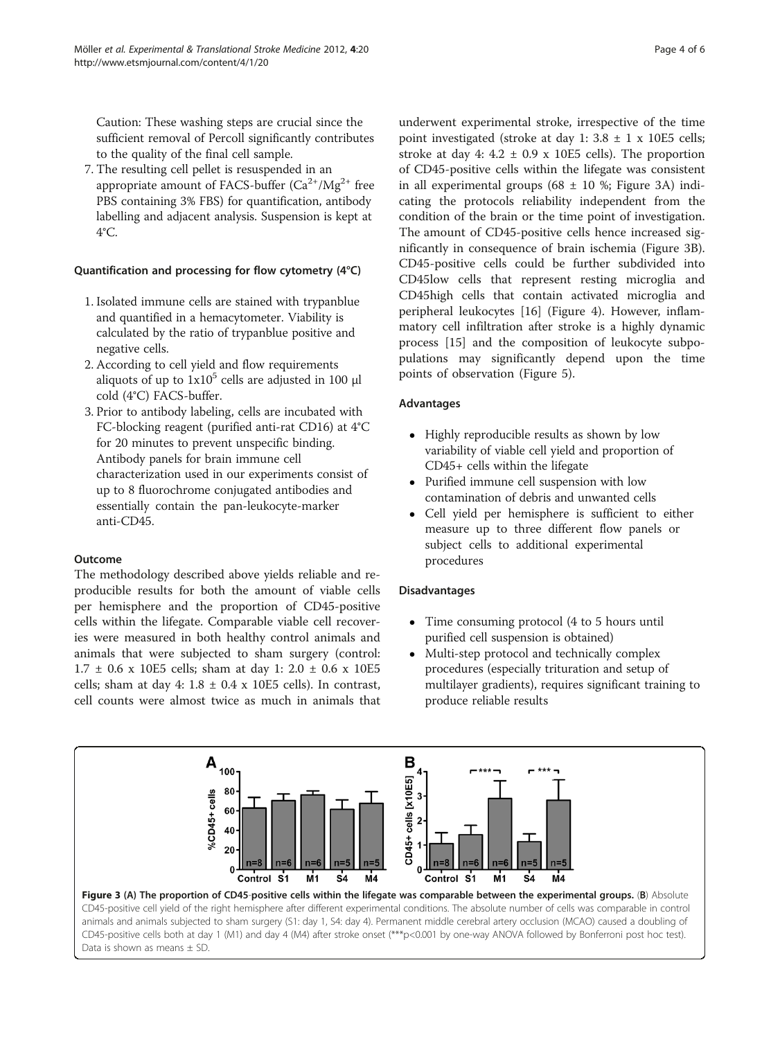Caution: These washing steps are crucial since the sufficient removal of Percoll significantly contributes to the quality of the final cell sample.

7. The resulting cell pellet is resuspended in an appropriate amount of FACS-buffer ($Ca^{2+}/Mg^{2+}$ free PBS containing 3% FBS) for quantification, antibody labelling and adjacent analysis. Suspension is kept at 4°C.

### Quantification and processing for flow cytometry (4°C)

1. Isolated immune cells are stained with trypanblue and quantified in a hemacytometer. Viability is calculated by the ratio of trypanblue positive and negative cells.
2. According to cell yield and flow requirements aliquots of up to $1x10^5$ cells are adjusted in 100 µl cold (4°C) FACS-buffer.
3. Prior to antibody labeling, cells are incubated with FC-blocking reagent (purified anti-rat CD16) at 4°C for 20 minutes to prevent unspecific binding. Antibody panels for brain immune cell characterization used in our experiments consist of up to 8 fluorochrome conjugated antibodies and essentially contain the pan-leukocyte-marker anti-CD45.

### Outcome

The methodology described above yields reliable and reproducible results for both the amount of viable cells per hemisphere and the proportion of CD45-positive cells within the lifegate. Comparable viable cell recoveries were measured in both healthy control animals and animals that were subjected to sham surgery (control: 1.7 ± 0.6 x 10E5 cells; sham at day 1: 2.0 ± 0.6 x 10E5 cells; sham at day 4: 1.8 ± 0.4 x 10E5 cells). In contrast, cell counts were almost twice as much in animals that underwent experimental stroke, irrespective of the time point investigated (stroke at day 1: 3.8 ± 1 x 10E5 cells; stroke at day 4: 4.2 ± 0.9 x 10E5 cells). The proportion of CD45-positive cells within the lifegate was consistent in all experimental groups (68 ± 10 %; Figure 3A) indicating the protocols reliability independent from the condition of the brain or the time point of investigation. The amount of CD45-positive cells hence increased significantly in consequence of brain ischemia (Figure 3B). CD45-positive cells could be further subdivided into CD45low cells that represent resting microglia and CD45high cells that contain activated microglia and peripheral leukocytes [16] (Figure 4). However, inflammatory cell infiltration after stroke is a highly dynamic process [15] and the composition of leukocyte subpopulations may significantly depend upon the time points of observation (Figure 5).

### Advantages

- Highly reproducible results as shown by low variability of viable cell yield and proportion of CD45+ cells within the lifegate
- Purified immune cell suspension with low contamination of debris and unwanted cells
- Cell yield per hemisphere is sufficient to either measure up to three different flow panels or subject cells to additional experimental procedures

### Disadvantages

- Time consuming protocol (4 to 5 hours until purified cell suspension is obtained)
- Multi-step protocol and technically complex procedures (especially trituration and setup of multilayer gradients), requires significant training to produce reliable results

**Figure 3 (A) The proportion of CD45-positive cells within the lifegate was comparable between the experimental groups.** (**B**) Absolute CD45-positive cell yield of the right hemisphere after different experimental conditions. The absolute number of cells was comparable in control animals and animals subjected to sham surgery (S1: day 1, S4: day 4). Permanent middle cerebral artery occlusion (MCAO) caused a doubling of CD45-positive cells both at day 1 (M1) and day 4 (M4) after stroke onset (***p<0.001 by one-way ANOVA followed by Bonferroni post hoc test). Data is shown as means ± SD.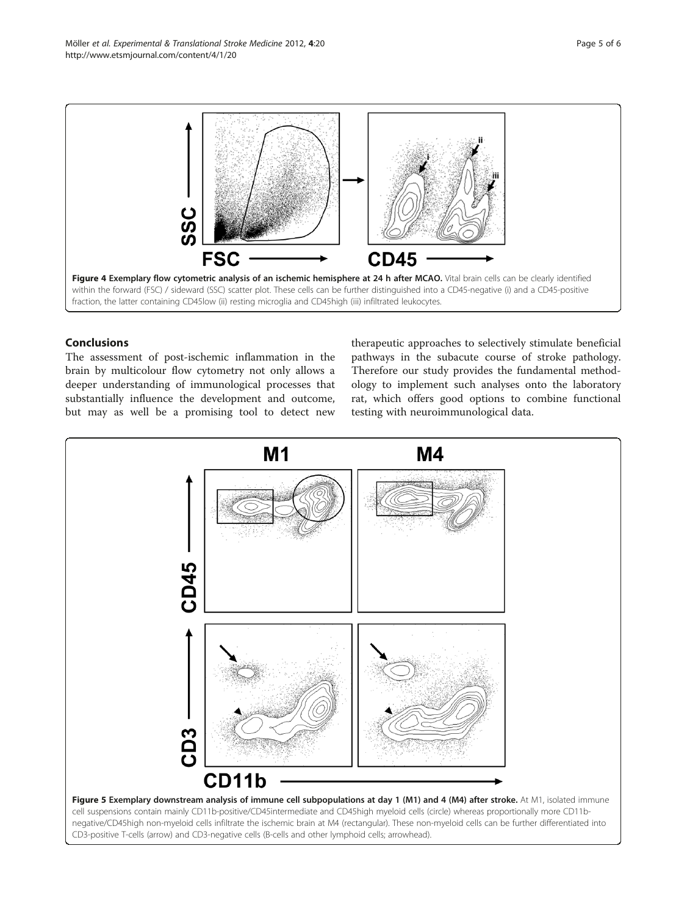**Figure 4 Exemplary flow cytometric analysis of an ischemic hemisphere at 24 h after MCAO.** Vital brain cells can be clearly identified within the forward (FSC) / sideward (SSC) scatter plot. These cells can be further distinguished into a CD45-negative (i) and a CD45-positive fraction, the latter containing CD45low (ii) resting microglia and CD45high (iii) infiltrated leukocytes.

## Conclusions

The assessment of post-ischemic inflammation in the brain by multicolour flow cytometry not only allows a deeper understanding of immunological processes that substantially influence the development and outcome, but may as well be a promising tool to detect new therapeutic approaches to selectively stimulate beneficial pathways in the subacute course of stroke pathology. Therefore our study provides the fundamental methodology to implement such analyses onto the laboratory rat, which offers good options to combine functional testing with neuroimmunological data.

**Figure 5 Exemplary downstream analysis of immune cell subpopulations at day 1 (M1) and 4 (M4) after stroke.** At M1, isolated immune cell suspensions contain mainly CD11b-positive/CD45intermediate and CD45high myeloid cells (circle) whereas proportionally more CD11b-negative/CD45high non-myeloid cells infiltrate the ischemic brain at M4 (rectangular). These non-myeloid cells can be further differentiated into CD3-positive T-cells (arrow) and CD3-negative cells (B-cells and other lymphoid cells; arrowhead).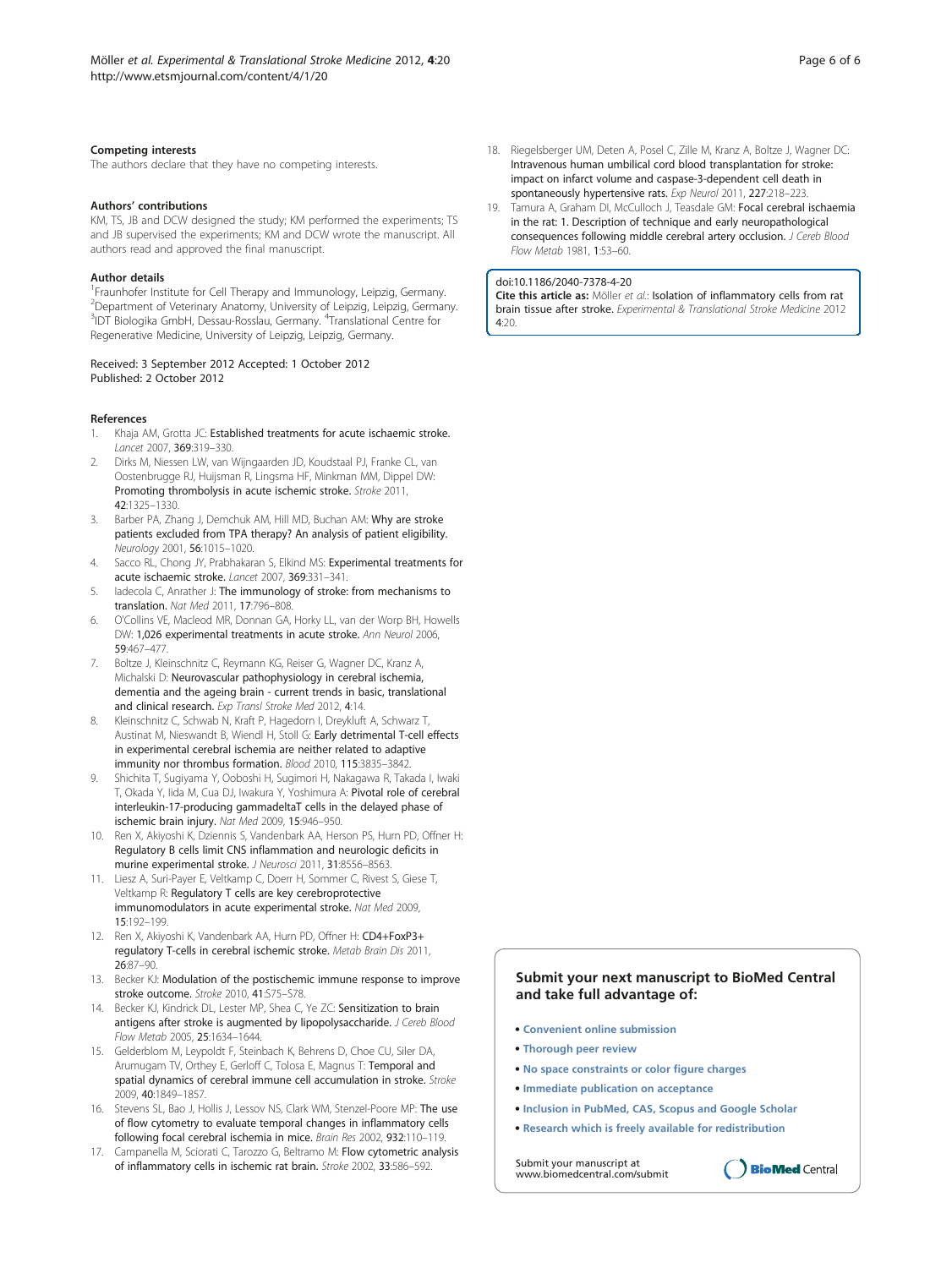### Competing interests

The authors declare that they have no competing interests.

### Authors' contributions

KM, TS, JB and DCW designed the study; KM performed the experiments; TS and JB supervised the experiments; KM and DCW wrote the manuscript. All authors read and approved the final manuscript.

### Author details

[1]Fraunhofer Institute for Cell Therapy and Immunology, Leipzig, Germany. [2]Department of Veterinary Anatomy, University of Leipzig, Leipzig, Germany. [3]IDT Biologika GmbH, Dessau-Rosslau, Germany. [4]Translational Centre for Regenerative Medicine, University of Leipzig, Leipzig, Germany.

Received: 3 September 2012 Accepted: 1 October 2012
Published: 2 October 2012

### References

1. Khaja AM, Grotta JC: **Established treatments for acute ischaemic stroke.** *Lancet* 2007, **369**:319–330.
2. Dirks M, Niessen LW, van Wijngaarden JD, Koudstaal PJ, Franke CL, van Oostenbrugge RJ, Huijsman R, Lingsma HF, Minkman MM, Dippel DW: **Promoting thrombolysis in acute ischemic stroke.** *Stroke* 2011, **42**:1325–1330.
3. Barber PA, Zhang J, Demchuk AM, Hill MD, Buchan AM: **Why are stroke patients excluded from TPA therapy? An analysis of patient eligibility.** *Neurology* 2001, **56**:1015–1020.
4. Sacco RL, Chong JY, Prabhakaran S, Elkind MS: **Experimental treatments for acute ischaemic stroke.** *Lancet* 2007, **369**:331–341.
5. Iadecola C, Anrather J: **The immunology of stroke: from mechanisms to translation.** *Nat Med* 2011, **17**:796–808.
6. O'Collins VE, Macleod MR, Donnan GA, Horky LL, van der Worp BH, Howells DW: **1,026 experimental treatments in acute stroke.** *Ann Neurol* 2006, **59**:467–477.
7. Boltze J, Kleinschnitz C, Reymann KG, Reiser G, Wagner DC, Kranz A, Michalski D: **Neurovascular pathophysiology in cerebral ischemia, dementia and the ageing brain - current trends in basic, translational and clinical research.** *Exp Transl Stroke Med* 2012, **4**:14.
8. Kleinschnitz C, Schwab N, Kraft P, Hagedorn I, Dreykluft A, Schwarz T, Austinat M, Nieswandt B, Wiendl H, Stoll G: **Early detrimental T-cell effects in experimental cerebral ischemia are neither related to adaptive immunity nor thrombus formation.** *Blood* 2010, **115**:3835–3842.
9. Shichita T, Sugiyama Y, Ooboshi H, Sugimori H, Nakagawa R, Takada I, Iwaki T, Okada Y, Iida M, Cua DJ, Iwakura Y, Yoshimura A: **Pivotal role of cerebral interleukin-17-producing gammadeltaT cells in the delayed phase of ischemic brain injury.** *Nat Med* 2009, **15**:946–950.
10. Ren X, Akiyoshi K, Dziennis S, Vandenbark AA, Herson PS, Hurn PD, Offner H: **Regulatory B cells limit CNS inflammation and neurologic deficits in murine experimental stroke.** *J Neurosci* 2011, **31**:8556–8563.
11. Liesz A, Suri-Payer E, Veltkamp C, Doerr H, Sommer C, Rivest S, Giese T, Veltkamp R: **Regulatory T cells are key cerebroprotective immunomodulators in acute experimental stroke.** *Nat Med* 2009, **15**:192–199.
12. Ren X, Akiyoshi K, Vandenbark AA, Hurn PD, Offner H: **CD4+FoxP3+ regulatory T-cells in cerebral ischemic stroke.** *Metab Brain Dis* 2011, **26**:87–90.
13. Becker KJ: **Modulation of the postischemic immune response to improve stroke outcome.** *Stroke* 2010, **41**:S75–S78.
14. Becker KJ, Kindrick DL, Lester MP, Shea C, Ye ZC: **Sensitization to brain antigens after stroke is augmented by lipopolysaccharide.** *J Cereb Blood Flow Metab* 2005, **25**:1634–1644.
15. Gelderblom M, Leypoldt F, Steinbach K, Behrens D, Choe CU, Siler DA, Arumugam TV, Orthey E, Gerloff C, Tolosa E, Magnus T: **Temporal and spatial dynamics of cerebral immune cell accumulation in stroke.** *Stroke* 2009, **40**:1849–1857.
16. Stevens SL, Bao J, Hollis J, Lessov NS, Clark WM, Stenzel-Poore MP: **The use of flow cytometry to evaluate temporal changes in inflammatory cells following focal cerebral ischemia in mice.** *Brain Res* 2002, **932**:110–119.
17. Campanella M, Sciorati C, Tarozzo G, Beltramo M: **Flow cytometric analysis of inflammatory cells in ischemic rat brain.** *Stroke* 2002, **33**:586–592.
18. Riegelsberger UM, Deten A, Posel C, Zille M, Kranz A, Boltze J, Wagner DC: **Intravenous human umbilical cord blood transplantation for stroke: impact on infarct volume and caspase-3-dependent cell death in spontaneously hypertensive rats.** *Exp Neurol* 2011, **227**:218–223.
19. Tamura A, Graham DI, McCulloch J, Teasdale GM: **Focal cerebral ischaemia in the rat: 1. Description of technique and early neuropathological consequences following middle cerebral artery occlusion.** *J Cereb Blood Flow Metab* 1981, **1**:53–60.

doi:10.1186/2040-7378-4-20
**Cite this article as:** Möller *et al.*: Isolation of inflammatory cells from rat brain tissue after stroke. *Experimental & Translational Stroke Medicine* 2012 **4**:20.

**Submit your next manuscript to BioMed Central and take full advantage of:**

- **Convenient online submission**
- **Thorough peer review**
- **No space constraints or color figure charges**
- **Immediate publication on acceptance**
- **Inclusion in PubMed, CAS, Scopus and Google Scholar**
- **Research which is freely available for redistribution**

Submit your manuscript at
www.biomedcentral.com/submit

BioMed Central